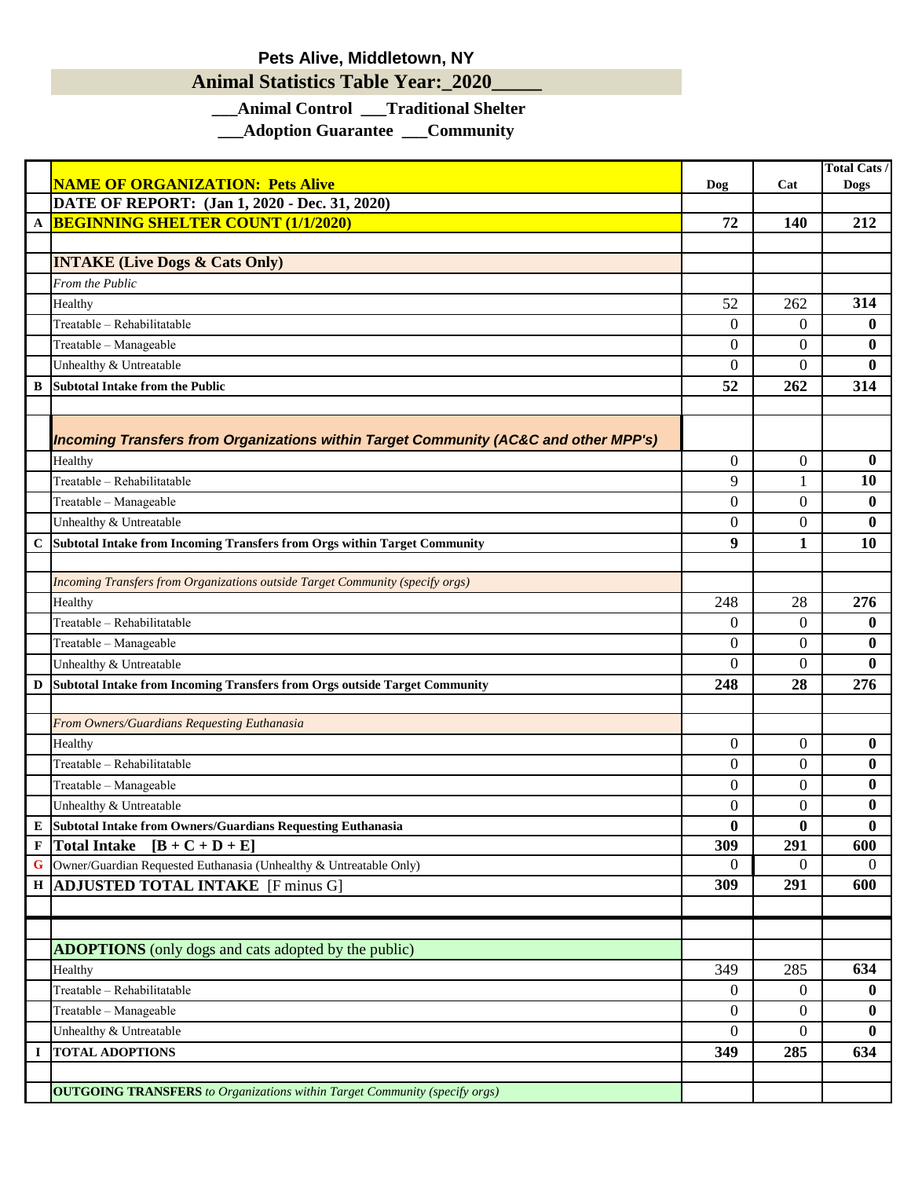**Pets Alive, Middletown, NY**

## Animal Statistics Table Year:_2020_____

**___Animal Control ___Traditional Shelter**

**___Adoption Guarantee ___Community**

| | NAME OF ORGANIZATION: Pets Alive | Dog | Cat | Total Cats / Dogs |
|---|---|---|---|---|
| | DATE OF REPORT: (Jan 1, 2020 - Dec. 31, 2020) | | | |
| A | **BEGINNING SHELTER COUNT (1/1/2020)** | **72** | **140** | **212** |
| | | | | |
| | **INTAKE (Live Dogs & Cats Only)** | | | |
| | *From the Public* | | | |
| | Healthy | 52 | 262 | **314** |
| | Treatable – Rehabilitatable | 0 | 0 | **0** |
| | Treatable – Manageable | 0 | 0 | **0** |
| | Unhealthy & Untreatable | 0 | 0 | **0** |
| B | **Subtotal Intake from the Public** | **52** | **262** | **314** |
| | | | | |
| | ***Incoming Transfers from Organizations within Target Community (AC&C and other MPP's)*** | | | |
| | Healthy | 0 | 0 | **0** |
| | Treatable – Rehabilitatable | 9 | 1 | **10** |
| | Treatable – Manageable | 0 | 0 | **0** |
| | Unhealthy & Untreatable | 0 | 0 | **0** |
| C | **Subtotal Intake from Incoming Transfers from Orgs within Target Community** | **9** | **1** | **10** |
| | | | | |
| | *Incoming Transfers from Organizations outside Target Community (specify orgs)* | | | |
| | Healthy | 248 | 28 | **276** |
| | Treatable – Rehabilitatable | 0 | 0 | **0** |
| | Treatable – Manageable | 0 | 0 | **0** |
| | Unhealthy & Untreatable | 0 | 0 | **0** |
| D | **Subtotal Intake from Incoming Transfers from Orgs outside Target Community** | **248** | **28** | **276** |
| | | | | |
| | *From Owners/Guardians Requesting Euthanasia* | | | |
| | Healthy | 0 | 0 | **0** |
| | Treatable – Rehabilitatable | 0 | 0 | **0** |
| | Treatable – Manageable | 0 | 0 | **0** |
| | Unhealthy & Untreatable | 0 | 0 | **0** |
| E | **Subtotal Intake from Owners/Guardians Requesting Euthanasia** | **0** | **0** | **0** |
| F | **Total Intake [B + C + D + E]** | **309** | **291** | **600** |
| G | Owner/Guardian Requested Euthanasia (Unhealthy & Untreatable Only) | 0 | 0 | 0 |
| H | **ADJUSTED TOTAL INTAKE** [F minus G] | **309** | **291** | **600** |
| | | | | |
| | | | | |
| | **ADOPTIONS** (only dogs and cats adopted by the public) | | | |
| | Healthy | 349 | 285 | **634** |
| | Treatable – Rehabilitatable | 0 | 0 | **0** |
| | Treatable – Manageable | 0 | 0 | **0** |
| | Unhealthy & Untreatable | 0 | 0 | **0** |
| I | **TOTAL ADOPTIONS** | **349** | **285** | **634** |
| | | | | |
| | **OUTGOING TRANSFERS** *to Organizations within Target Community (specify orgs)* | | | |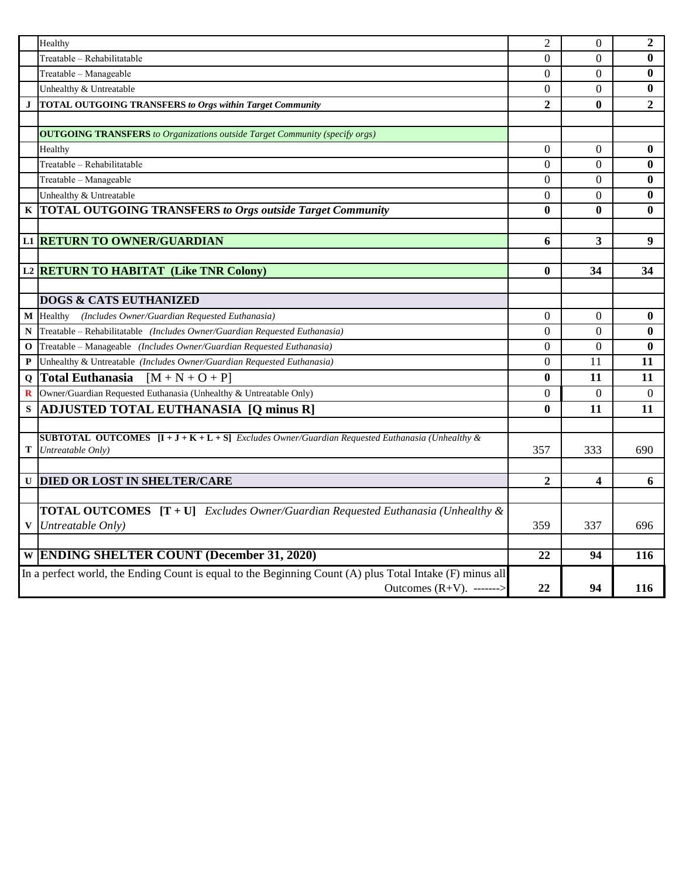| | | | | |
|---|---|---|---|---|
| | Healthy | 2 | 0 | **2** |
| | Treatable – Rehabilitatable | 0 | 0 | **0** |
| | Treatable – Manageable | 0 | 0 | **0** |
| | Unhealthy & Untreatable | 0 | 0 | **0** |
| **J** | **TOTAL OUTGOING TRANSFERS** ***to Orgs within Target Community*** | **2** | **0** | **2** |
| | | | | |
| | **OUTGOING TRANSFERS** *to Organizations outside Target Community (specify orgs)* | | | |
| | Healthy | 0 | 0 | **0** |
| | Treatable – Rehabilitatable | 0 | 0 | **0** |
| | Treatable – Manageable | 0 | 0 | **0** |
| | Unhealthy & Untreatable | 0 | 0 | **0** |
| **K** | **TOTAL OUTGOING TRANSFERS** ***to Orgs outside Target Community*** | **0** | **0** | **0** |
| | | | | |
| **L1** | **RETURN TO OWNER/GUARDIAN** | **6** | **3** | **9** |
| | | | | |
| **L2** | **RETURN TO HABITAT (Like TNR Colony)** | **0** | **34** | **34** |
| | | | | |
| | **DOGS & CATS EUTHANIZED** | | | |
| **M** | Healthy *(Includes Owner/Guardian Requested Euthanasia)* | 0 | 0 | **0** |
| **N** | Treatable – Rehabilitatable *(Includes Owner/Guardian Requested Euthanasia)* | 0 | 0 | **0** |
| **O** | Treatable – Manageable *(Includes Owner/Guardian Requested Euthanasia)* | 0 | 0 | **0** |
| **P** | Unhealthy & Untreatable *(Includes Owner/Guardian Requested Euthanasia)* | 0 | 11 | **11** |
| **Q** | **Total Euthanasia** [M + N + O + P] | **0** | **11** | **11** |
| **R** | Owner/Guardian Requested Euthanasia (Unhealthy & Untreatable Only) | 0 | 0 | 0 |
| **S** | **ADJUSTED TOTAL EUTHANASIA [Q minus R]** | **0** | **11** | **11** |
| | | | | |
| **T** | **SUBTOTAL OUTCOMES [I + J + K + L + S]** *Excludes Owner/Guardian Requested Euthanasia (Unhealthy & Untreatable Only)* | 357 | 333 | 690 |
| | | | | |
| **U** | **DIED OR LOST IN SHELTER/CARE** | **2** | **4** | **6** |
| | | | | |
| **V** | **TOTAL OUTCOMES [T + U]** *Excludes Owner/Guardian Requested Euthanasia (Unhealthy & Untreatable Only)* | 359 | 337 | 696 |
| | | | | |
| **W** | **ENDING SHELTER COUNT (December 31, 2020)** | **22** | **94** | **116** |
| | In a perfect world, the Ending Count is equal to the Beginning Count (A) plus Total Intake (F) minus all Outcomes (R+V). -------> | **22** | **94** | **116** |